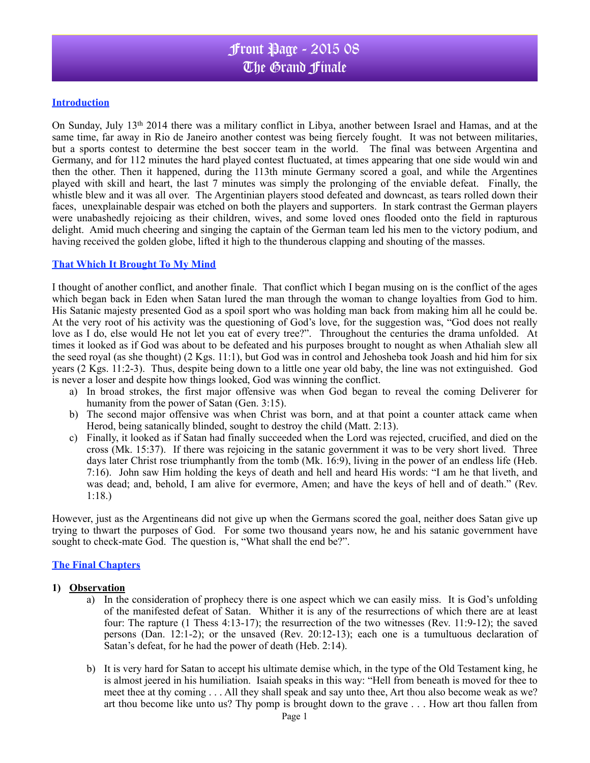# Front Page - 2015 08
# The Grand Finale

## Introduction

On Sunday, July 13th 2014 there was a military conflict in Libya, another between Israel and Hamas, and at the same time, far away in Rio de Janeiro another contest was being fiercely fought. It was not between militaries, but a sports contest to determine the best soccer team in the world. The final was between Argentina and Germany, and for 112 minutes the hard played contest fluctuated, at times appearing that one side would win and then the other. Then it happened, during the 113th minute Germany scored a goal, and while the Argentines played with skill and heart, the last 7 minutes was simply the prolonging of the enviable defeat. Finally, the whistle blew and it was all over. The Argentinian players stood defeated and downcast, as tears rolled down their faces, unexplainable despair was etched on both the players and supporters. In stark contrast the German players were unabashedly rejoicing as their children, wives, and some loved ones flooded onto the field in rapturous delight. Amid much cheering and singing the captain of the German team led his men to the victory podium, and having received the golden globe, lifted it high to the thunderous clapping and shouting of the masses.

## That Which It Brought To My Mind

I thought of another conflict, and another finale. That conflict which I began musing on is the conflict of the ages which began back in Eden when Satan lured the man through the woman to change loyalties from God to him. His Satanic majesty presented God as a spoil sport who was holding man back from making him all he could be. At the very root of his activity was the questioning of God's love, for the suggestion was, "God does not really love as I do, else would He not let you eat of every tree?". Throughout the centuries the drama unfolded. At times it looked as if God was about to be defeated and his purposes brought to nought as when Athaliah slew all the seed royal (as she thought) (2 Kgs. 11:1), but God was in control and Jehosheba took Joash and hid him for six years (2 Kgs. 11:2-3). Thus, despite being down to a little one year old baby, the line was not extinguished. God is never a loser and despite how things looked, God was winning the conflict.

a) In broad strokes, the first major offensive was when God began to reveal the coming Deliverer for humanity from the power of Satan (Gen. 3:15).
b) The second major offensive was when Christ was born, and at that point a counter attack came when Herod, being satanically blinded, sought to destroy the child (Matt. 2:13).
c) Finally, it looked as if Satan had finally succeeded when the Lord was rejected, crucified, and died on the cross (Mk. 15:37). If there was rejoicing in the satanic government it was to be very short lived. Three days later Christ rose triumphantly from the tomb (Mk. 16:9), living in the power of an endless life (Heb. 7:16). John saw Him holding the keys of death and hell and heard His words: "I am he that liveth, and was dead; and, behold, I am alive for evermore, Amen; and have the keys of hell and of death." (Rev. 1:18.)

However, just as the Argentineans did not give up when the Germans scored the goal, neither does Satan give up trying to thwart the purposes of God. For some two thousand years now, he and his satanic government have sought to check-mate God. The question is, "What shall the end be?".

## The Final Chapters

### 1) Observation

a) In the consideration of prophecy there is one aspect which we can easily miss. It is God's unfolding of the manifested defeat of Satan. Whither it is any of the resurrections of which there are at least four: The rapture (1 Thess 4:13-17); the resurrection of the two witnesses (Rev. 11:9-12); the saved persons (Dan. 12:1-2); or the unsaved (Rev. 20:12-13); each one is a tumultuous declaration of Satan's defeat, for he had the power of death (Heb. 2:14).

b) It is very hard for Satan to accept his ultimate demise which, in the type of the Old Testament king, he is almost jeered in his humiliation. Isaiah speaks in this way: "Hell from beneath is moved for thee to meet thee at thy coming . . . All they shall speak and say unto thee, Art thou also become weak as we? art thou become like unto us? Thy pomp is brought down to the grave . . . How art thou fallen from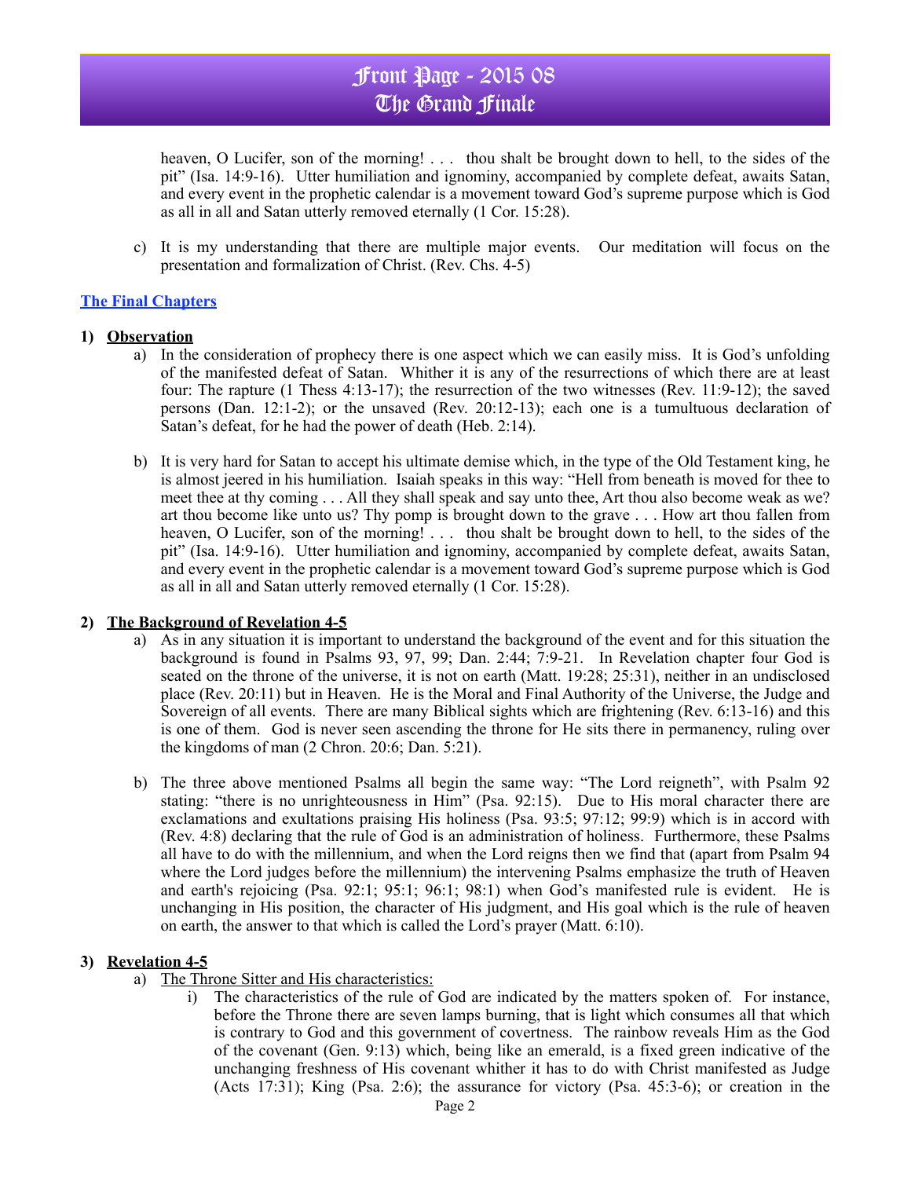heaven, O Lucifer, son of the morning! . . . thou shalt be brought down to hell, to the sides of the pit" (Isa. 14:9-16). Utter humiliation and ignominy, accompanied by complete defeat, awaits Satan, and every event in the prophetic calendar is a movement toward God's supreme purpose which is God as all in all and Satan utterly removed eternally (1 Cor. 15:28).

c) It is my understanding that there are multiple major events. Our meditation will focus on the presentation and formalization of Christ. (Rev. Chs. 4-5)

## The Final Chapters

**1) Observation**

a) In the consideration of prophecy there is one aspect which we can easily miss. It is God's unfolding of the manifested defeat of Satan. Whither it is any of the resurrections of which there are at least four: The rapture (1 Thess 4:13-17); the resurrection of the two witnesses (Rev. 11:9-12); the saved persons (Dan. 12:1-2); or the unsaved (Rev. 20:12-13); each one is a tumultuous declaration of Satan's defeat, for he had the power of death (Heb. 2:14).

b) It is very hard for Satan to accept his ultimate demise which, in the type of the Old Testament king, he is almost jeered in his humiliation. Isaiah speaks in this way: "Hell from beneath is moved for thee to meet thee at thy coming . . . All they shall speak and say unto thee, Art thou also become weak as we? art thou become like unto us? Thy pomp is brought down to the grave . . . How art thou fallen from heaven, O Lucifer, son of the morning! . . . thou shalt be brought down to hell, to the sides of the pit" (Isa. 14:9-16). Utter humiliation and ignominy, accompanied by complete defeat, awaits Satan, and every event in the prophetic calendar is a movement toward God's supreme purpose which is God as all in all and Satan utterly removed eternally (1 Cor. 15:28).

**2) The Background of Revelation 4-5**

a) As in any situation it is important to understand the background of the event and for this situation the background is found in Psalms 93, 97, 99; Dan. 2:44; 7:9-21. In Revelation chapter four God is seated on the throne of the universe, it is not on earth (Matt. 19:28; 25:31), neither in an undisclosed place (Rev. 20:11) but in Heaven. He is the Moral and Final Authority of the Universe, the Judge and Sovereign of all events. There are many Biblical sights which are frightening (Rev. 6:13-16) and this is one of them. God is never seen ascending the throne for He sits there in permanency, ruling over the kingdoms of man (2 Chron. 20:6; Dan. 5:21).

b) The three above mentioned Psalms all begin the same way: "The Lord reigneth", with Psalm 92 stating: "there is no unrighteousness in Him" (Psa. 92:15). Due to His moral character there are exclamations and exultations praising His holiness (Psa. 93:5; 97:12; 99:9) which is in accord with (Rev. 4:8) declaring that the rule of God is an administration of holiness. Furthermore, these Psalms all have to do with the millennium, and when the Lord reigns then we find that (apart from Psalm 94 where the Lord judges before the millennium) the intervening Psalms emphasize the truth of Heaven and earth's rejoicing (Psa. 92:1; 95:1; 96:1; 98:1) when God's manifested rule is evident. He is unchanging in His position, the character of His judgment, and His goal which is the rule of heaven on earth, the answer to that which is called the Lord's prayer (Matt. 6:10).

**3) Revelation 4-5**

a) The Throne Sitter and His characteristics:

i) The characteristics of the rule of God are indicated by the matters spoken of. For instance, before the Throne there are seven lamps burning, that is light which consumes all that which is contrary to God and this government of covertness. The rainbow reveals Him as the God of the covenant (Gen. 9:13) which, being like an emerald, is a fixed green indicative of the unchanging freshness of His covenant whither it has to do with Christ manifested as Judge (Acts 17:31); King (Psa. 2:6); the assurance for victory (Psa. 45:3-6); or creation in the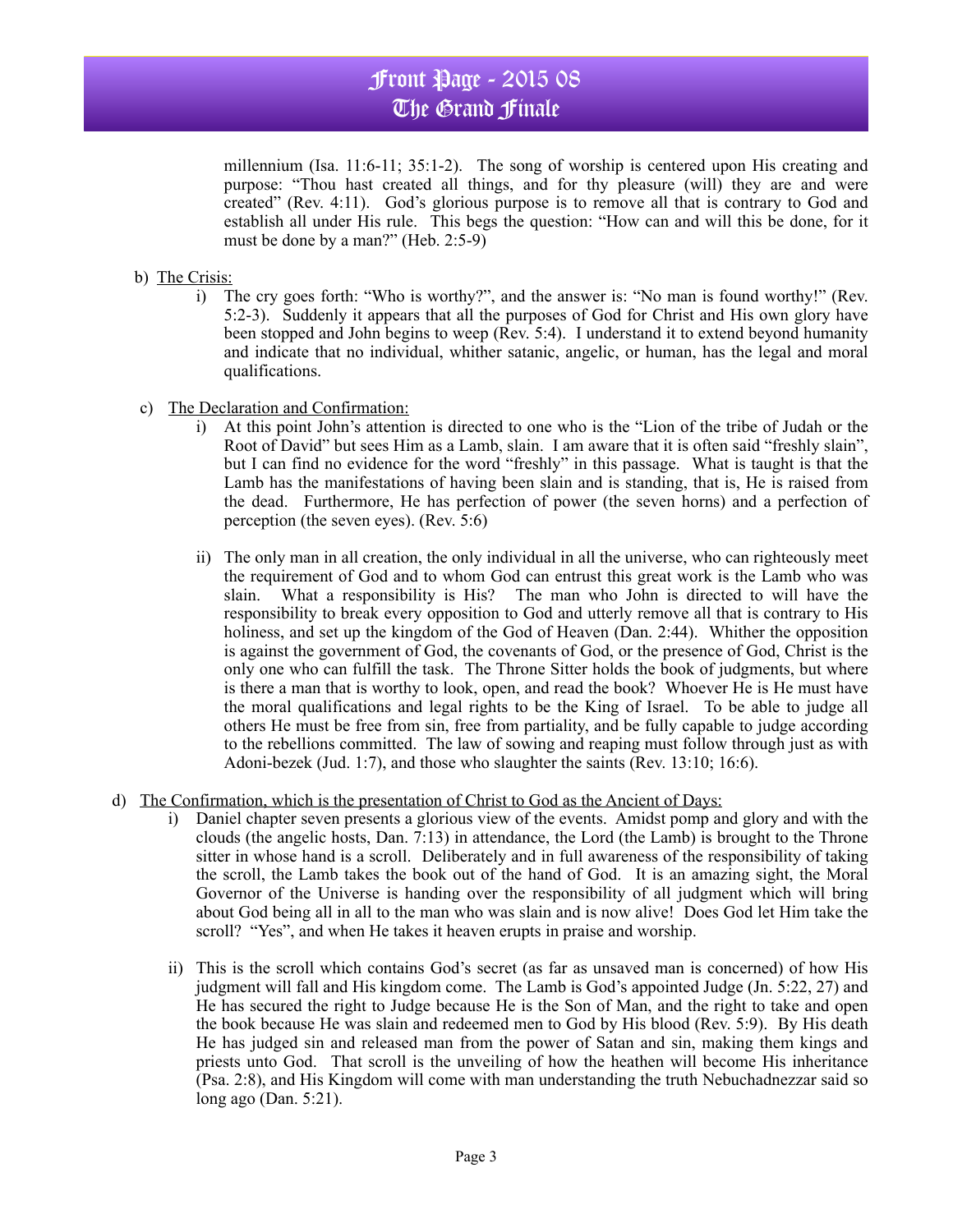millennium (Isa. 11:6-11; 35:1-2). The song of worship is centered upon His creating and purpose: "Thou hast created all things, and for thy pleasure (will) they are and were created" (Rev. 4:11). God's glorious purpose is to remove all that is contrary to God and establish all under His rule. This begs the question: "How can and will this be done, for it must be done by a man?" (Heb. 2:5-9)

b) The Crisis:

i) The cry goes forth: "Who is worthy?", and the answer is: "No man is found worthy!" (Rev. 5:2-3). Suddenly it appears that all the purposes of God for Christ and His own glory have been stopped and John begins to weep (Rev. 5:4). I understand it to extend beyond humanity and indicate that no individual, whither satanic, angelic, or human, has the legal and moral qualifications.

c) The Declaration and Confirmation:

i) At this point John's attention is directed to one who is the "Lion of the tribe of Judah or the Root of David" but sees Him as a Lamb, slain. I am aware that it is often said "freshly slain", but I can find no evidence for the word "freshly" in this passage. What is taught is that the Lamb has the manifestations of having been slain and is standing, that is, He is raised from the dead. Furthermore, He has perfection of power (the seven horns) and a perfection of perception (the seven eyes). (Rev. 5:6)

ii) The only man in all creation, the only individual in all the universe, who can righteously meet the requirement of God and to whom God can entrust this great work is the Lamb who was slain. What a responsibility is His? The man who John is directed to will have the responsibility to break every opposition to God and utterly remove all that is contrary to His holiness, and set up the kingdom of the God of Heaven (Dan. 2:44). Whither the opposition is against the government of God, the covenants of God, or the presence of God, Christ is the only one who can fulfill the task. The Throne Sitter holds the book of judgments, but where is there a man that is worthy to look, open, and read the book? Whoever He is He must have the moral qualifications and legal rights to be the King of Israel. To be able to judge all others He must be free from sin, free from partiality, and be fully capable to judge according to the rebellions committed. The law of sowing and reaping must follow through just as with Adoni-bezek (Jud. 1:7), and those who slaughter the saints (Rev. 13:10; 16:6).

d) The Confirmation, which is the presentation of Christ to God as the Ancient of Days:

i) Daniel chapter seven presents a glorious view of the events. Amidst pomp and glory and with the clouds (the angelic hosts, Dan. 7:13) in attendance, the Lord (the Lamb) is brought to the Throne sitter in whose hand is a scroll. Deliberately and in full awareness of the responsibility of taking the scroll, the Lamb takes the book out of the hand of God. It is an amazing sight, the Moral Governor of the Universe is handing over the responsibility of all judgment which will bring about God being all in all to the man who was slain and is now alive! Does God let Him take the scroll? "Yes", and when He takes it heaven erupts in praise and worship.

ii) This is the scroll which contains God's secret (as far as unsaved man is concerned) of how His judgment will fall and His kingdom come. The Lamb is God's appointed Judge (Jn. 5:22, 27) and He has secured the right to Judge because He is the Son of Man, and the right to take and open the book because He was slain and redeemed men to God by His blood (Rev. 5:9). By His death He has judged sin and released man from the power of Satan and sin, making them kings and priests unto God. That scroll is the unveiling of how the heathen will become His inheritance (Psa. 2:8), and His Kingdom will come with man understanding the truth Nebuchadnezzar said so long ago (Dan. 5:21).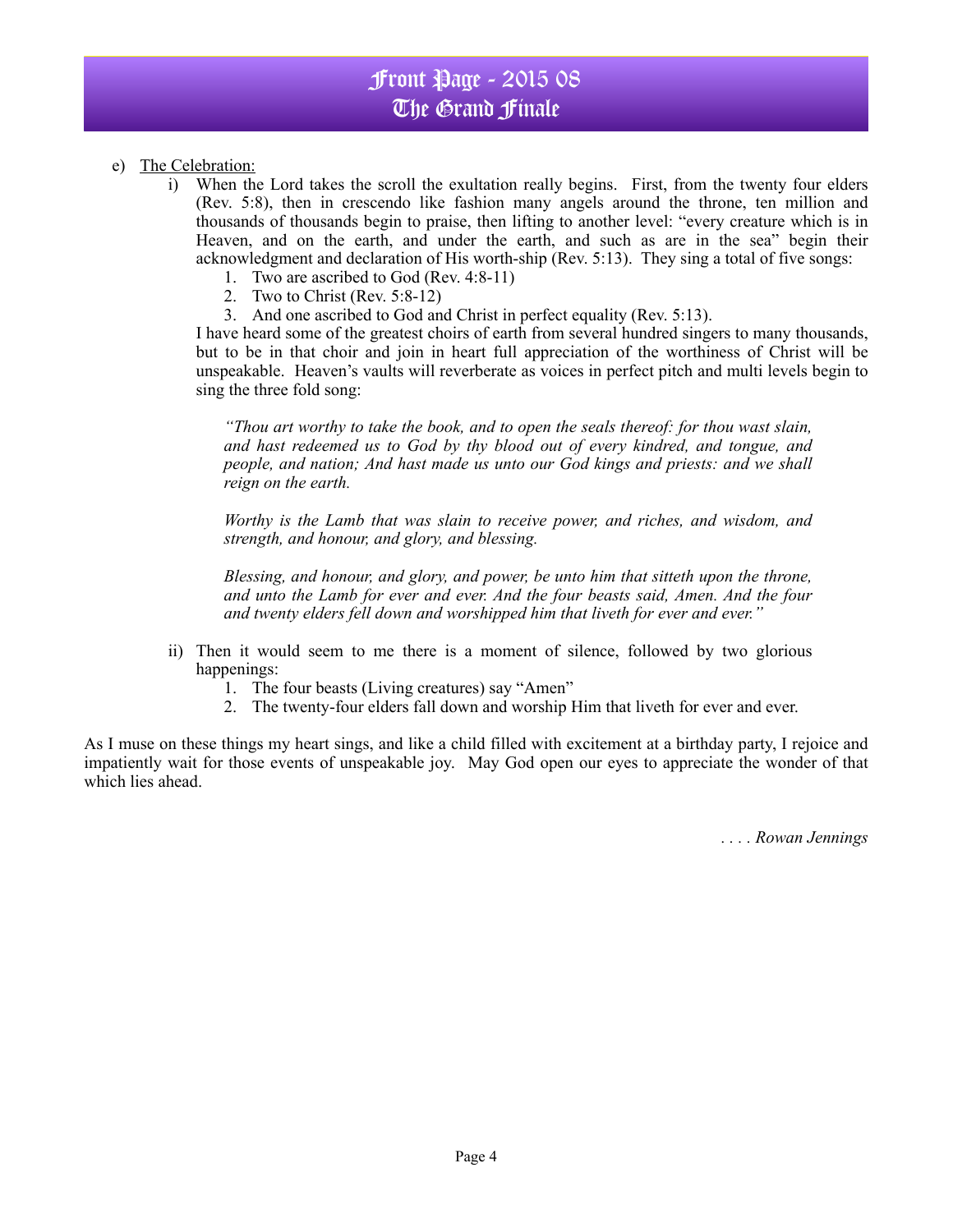e) <u>The Celebration:</u>

   i) When the Lord takes the scroll the exultation really begins. First, from the twenty four elders (Rev. 5:8), then in crescendo like fashion many angels around the throne, ten million and thousands of thousands begin to praise, then lifting to another level: "every creature which is in Heaven, and on the earth, and under the earth, and such as are in the sea" begin their acknowledgment and declaration of His worth-ship (Rev. 5:13). They sing a total of five songs:
      1. Two are ascribed to God (Rev. 4:8-11)
      2. Two to Christ (Rev. 5:8-12)
      3. And one ascribed to God and Christ in perfect equality (Rev. 5:13).

   I have heard some of the greatest choirs of earth from several hundred singers to many thousands, but to be in that choir and join in heart full appreciation of the worthiness of Christ will be unspeakable. Heaven's vaults will reverberate as voices in perfect pitch and multi levels begin to sing the three fold song:

   > *"Thou art worthy to take the book, and to open the seals thereof: for thou wast slain, and hast redeemed us to God by thy blood out of every kindred, and tongue, and people, and nation; And hast made us unto our God kings and priests: and we shall reign on the earth.*
   >
   > *Worthy is the Lamb that was slain to receive power, and riches, and wisdom, and strength, and honour, and glory, and blessing.*
   >
   > *Blessing, and honour, and glory, and power, be unto him that sitteth upon the throne, and unto the Lamb for ever and ever. And the four beasts said, Amen. And the four and twenty elders fell down and worshipped him that liveth for ever and ever."*

   ii) Then it would seem to me there is a moment of silence, followed by two glorious happenings:
      1. The four beasts (Living creatures) say "Amen"
      2. The twenty-four elders fall down and worship Him that liveth for ever and ever.

As I muse on these things my heart sings, and like a child filled with excitement at a birthday party, I rejoice and impatiently wait for those events of unspeakable joy. May God open our eyes to appreciate the wonder of that which lies ahead.

. . . . *Rowan Jennings*